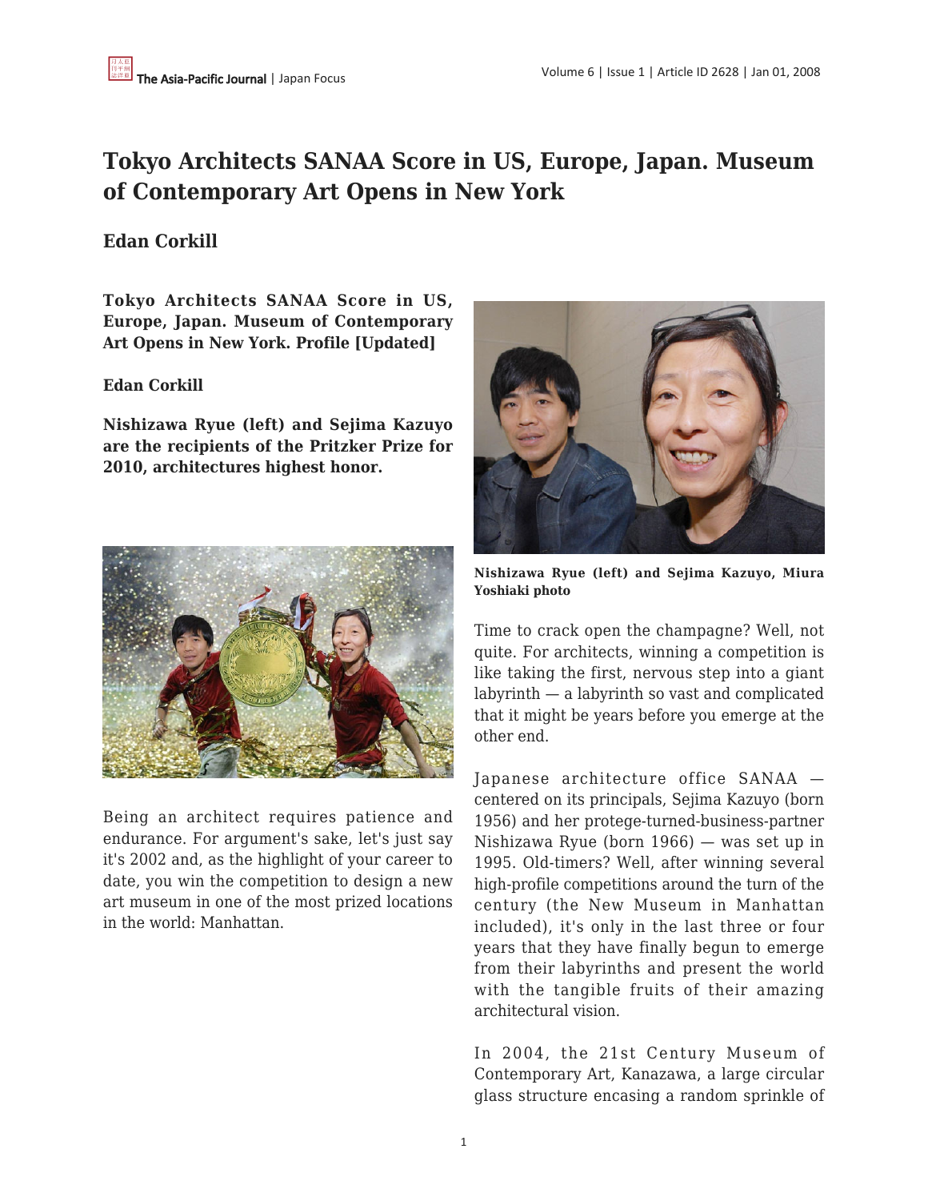# Tokyo Architects SANAA Score in US, Europe, Japan. Museum of Contemporary Art Opens in New York

**Edan Corkill**

**Tokyo Architects SANAA Score in US, Europe, Japan. Museum of Contemporary Art Opens in New York. Profile [Updated]**

**Edan Corkill**

**Nishizawa Ryue (left) and Sejima Kazuyo are the recipients of the Pritzker Prize for 2010, architectures highest honor.**

Being an architect requires patience and endurance. For argument's sake, let's just say it's 2002 and, as the highlight of your career to date, you win the competition to design a new art museum in one of the most prized locations in the world: Manhattan.

**Nishizawa Ryue (left) and Sejima Kazuyo, Miura Yoshiaki photo**

Time to crack open the champagne? Well, not quite. For architects, winning a competition is like taking the first, nervous step into a giant labyrinth — a labyrinth so vast and complicated that it might be years before you emerge at the other end.

Japanese architecture office SANAA — centered on its principals, Sejima Kazuyo (born 1956) and her protege-turned-business-partner Nishizawa Ryue (born 1966) — was set up in 1995. Old-timers? Well, after winning several high-profile competitions around the turn of the century (the New Museum in Manhattan included), it's only in the last three or four years that they have finally begun to emerge from their labyrinths and present the world with the tangible fruits of their amazing architectural vision.

In 2004, the 21st Century Museum of Contemporary Art, Kanazawa, a large circular glass structure encasing a random sprinkle of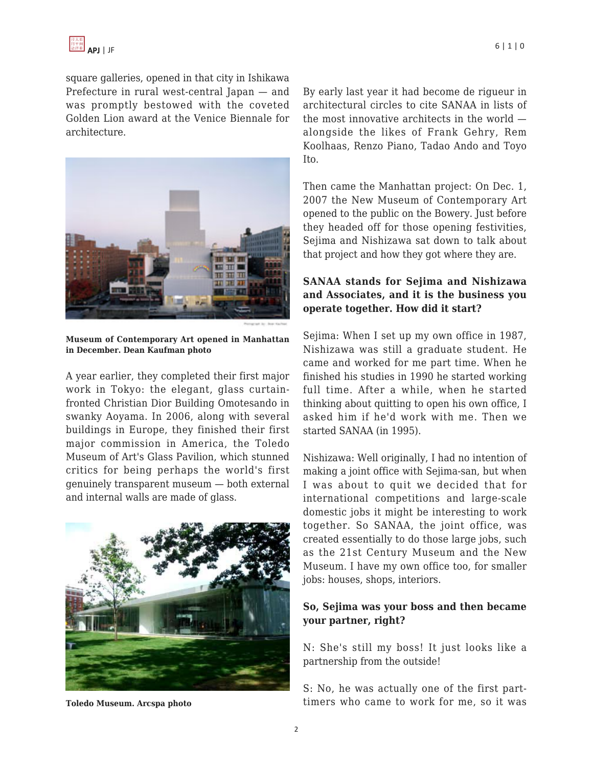square galleries, opened in that city in Ishikawa Prefecture in rural west-central Japan — and was promptly bestowed with the coveted Golden Lion award at the Venice Biennale for architecture.

**Museum of Contemporary Art opened in Manhattan in December. Dean Kaufman photo**

A year earlier, they completed their first major work in Tokyo: the elegant, glass curtain-fronted Christian Dior Building Omotesando in swanky Aoyama. In 2006, along with several buildings in Europe, they finished their first major commission in America, the Toledo Museum of Art's Glass Pavilion, which stunned critics for being perhaps the world's first genuinely transparent museum — both external and internal walls are made of glass.

**Toledo Museum. Arcspa photo**

By early last year it had become de rigueur in architectural circles to cite SANAA in lists of the most innovative architects in the world — alongside the likes of Frank Gehry, Rem Koolhaas, Renzo Piano, Tadao Ando and Toyo Ito.

Then came the Manhattan project: On Dec. 1, 2007 the New Museum of Contemporary Art opened to the public on the Bowery. Just before they headed off for those opening festivities, Sejima and Nishizawa sat down to talk about that project and how they got where they are.

**SANAA stands for Sejima and Nishizawa and Associates, and it is the business you operate together. How did it start?**

Sejima: When I set up my own office in 1987, Nishizawa was still a graduate student. He came and worked for me part time. When he finished his studies in 1990 he started working full time. After a while, when he started thinking about quitting to open his own office, I asked him if he'd work with me. Then we started SANAA (in 1995).

Nishizawa: Well originally, I had no intention of making a joint office with Sejima-san, but when I was about to quit we decided that for international competitions and large-scale domestic jobs it might be interesting to work together. So SANAA, the joint office, was created essentially to do those large jobs, such as the 21st Century Museum and the New Museum. I have my own office too, for smaller jobs: houses, shops, interiors.

**So, Sejima was your boss and then became your partner, right?**

N: She's still my boss! It just looks like a partnership from the outside!

S: No, he was actually one of the first part-timers who came to work for me, so it was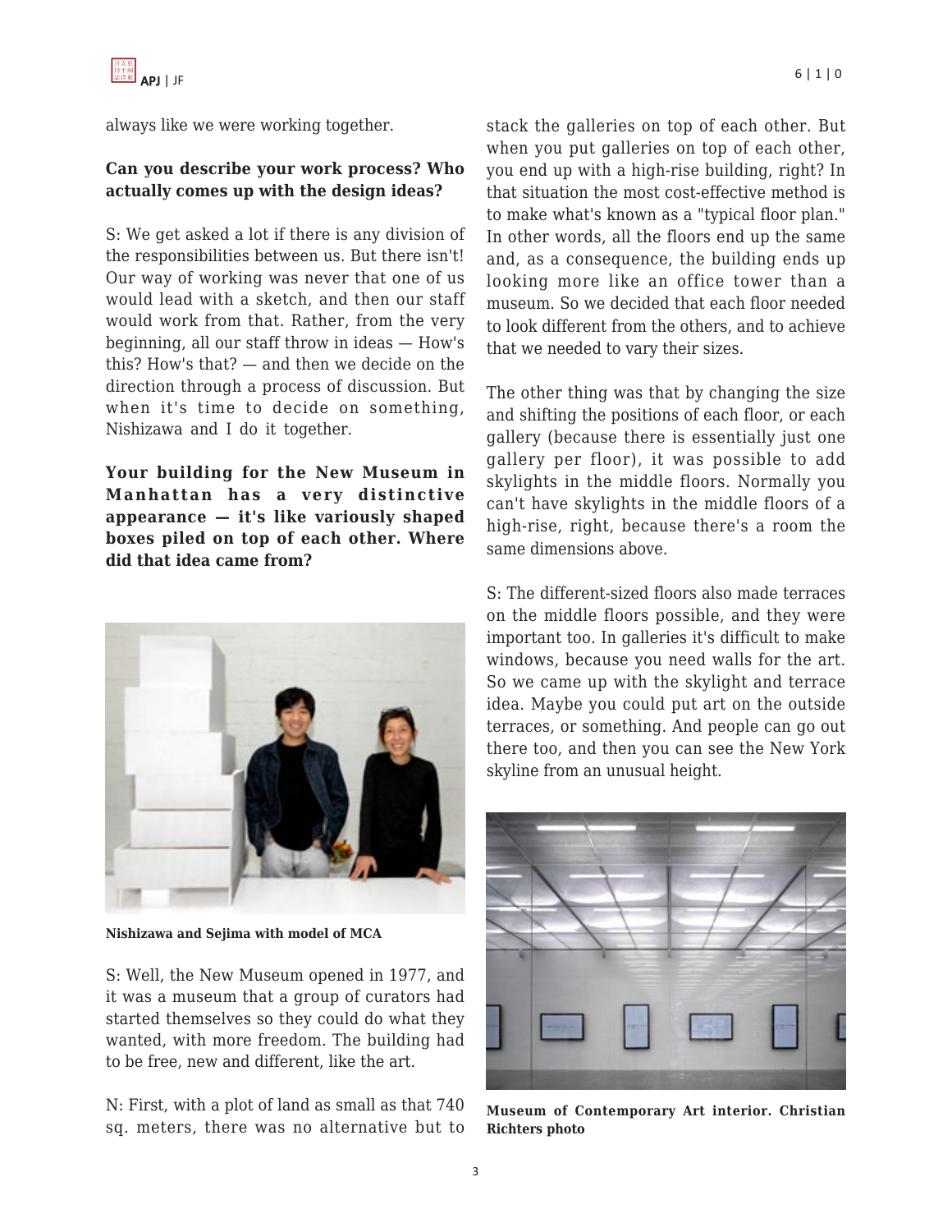always like we were working together.

**Can you describe your work process? Who actually comes up with the design ideas?**

S: We get asked a lot if there is any division of the responsibilities between us. But there isn't! Our way of working was never that one of us would lead with a sketch, and then our staff would work from that. Rather, from the very beginning, all our staff throw in ideas — How's this? How's that? — and then we decide on the direction through a process of discussion. But when it's time to decide on something, Nishizawa and I do it together.

**Your building for the New Museum in Manhattan has a very distinctive appearance — it's like variously shaped boxes piled on top of each other. Where did that idea came from?**

Nishizawa and Sejima with model of MCA

S: Well, the New Museum opened in 1977, and it was a museum that a group of curators had started themselves so they could do what they wanted, with more freedom. The building had to be free, new and different, like the art.

N: First, with a plot of land as small as that 740 sq. meters, there was no alternative but to stack the galleries on top of each other. But when you put galleries on top of each other, you end up with a high-rise building, right? In that situation the most cost-effective method is to make what's known as a "typical floor plan." In other words, all the floors end up the same and, as a consequence, the building ends up looking more like an office tower than a museum. So we decided that each floor needed to look different from the others, and to achieve that we needed to vary their sizes.

The other thing was that by changing the size and shifting the positions of each floor, or each gallery (because there is essentially just one gallery per floor), it was possible to add skylights in the middle floors. Normally you can't have skylights in the middle floors of a high-rise, right, because there's a room the same dimensions above.

S: The different-sized floors also made terraces on the middle floors possible, and they were important too. In galleries it's difficult to make windows, because you need walls for the art. So we came up with the skylight and terrace idea. Maybe you could put art on the outside terraces, or something. And people can go out there too, and then you can see the New York skyline from an unusual height.

**Museum of Contemporary Art interior. Christian Richters photo**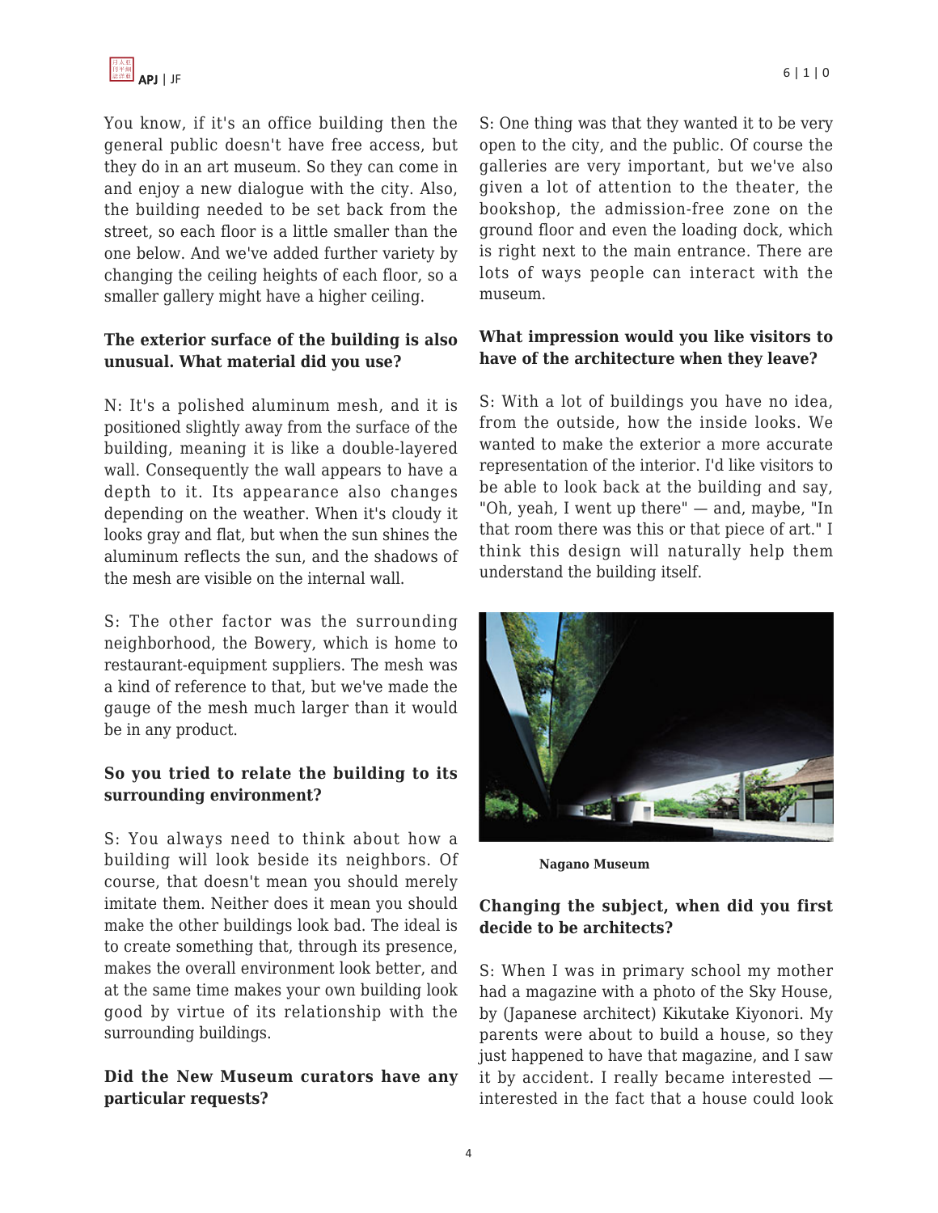You know, if it's an office building then the general public doesn't have free access, but they do in an art museum. So they can come in and enjoy a new dialogue with the city. Also, the building needed to be set back from the street, so each floor is a little smaller than the one below. And we've added further variety by changing the ceiling heights of each floor, so a smaller gallery might have a higher ceiling.

**The exterior surface of the building is also unusual. What material did you use?**

N: It's a polished aluminum mesh, and it is positioned slightly away from the surface of the building, meaning it is like a double-layered wall. Consequently the wall appears to have a depth to it. Its appearance also changes depending on the weather. When it's cloudy it looks gray and flat, but when the sun shines the aluminum reflects the sun, and the shadows of the mesh are visible on the internal wall.

S: The other factor was the surrounding neighborhood, the Bowery, which is home to restaurant-equipment suppliers. The mesh was a kind of reference to that, but we've made the gauge of the mesh much larger than it would be in any product.

**So you tried to relate the building to its surrounding environment?**

S: You always need to think about how a building will look beside its neighbors. Of course, that doesn't mean you should merely imitate them. Neither does it mean you should make the other buildings look bad. The ideal is to create something that, through its presence, makes the overall environment look better, and at the same time makes your own building look good by virtue of its relationship with the surrounding buildings.

**Did the New Museum curators have any particular requests?**

S: One thing was that they wanted it to be very open to the city, and the public. Of course the galleries are very important, but we've also given a lot of attention to the theater, the bookshop, the admission-free zone on the ground floor and even the loading dock, which is right next to the main entrance. There are lots of ways people can interact with the museum.

**What impression would you like visitors to have of the architecture when they leave?**

S: With a lot of buildings you have no idea, from the outside, how the inside looks. We wanted to make the exterior a more accurate representation of the interior. I'd like visitors to be able to look back at the building and say, "Oh, yeah, I went up there" — and, maybe, "In that room there was this or that piece of art." I think this design will naturally help them understand the building itself.

**Nagano Museum**

**Changing the subject, when did you first decide to be architects?**

S: When I was in primary school my mother had a magazine with a photo of the Sky House, by (Japanese architect) Kikutake Kiyonori. My parents were about to build a house, so they just happened to have that magazine, and I saw it by accident. I really became interested — interested in the fact that a house could look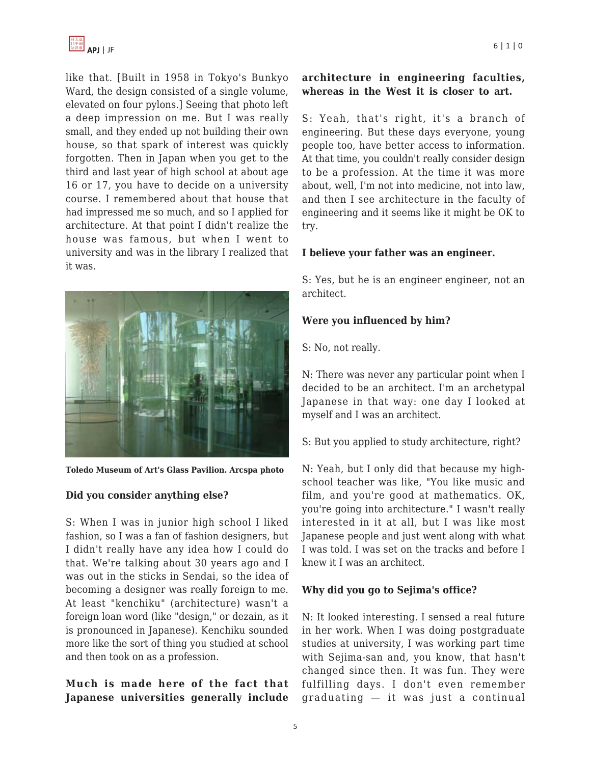like that. [Built in 1958 in Tokyo's Bunkyo Ward, the design consisted of a single volume, elevated on four pylons.] Seeing that photo left a deep impression on me. But I was really small, and they ended up not building their own house, so that spark of interest was quickly forgotten. Then in Japan when you get to the third and last year of high school at about age 16 or 17, you have to decide on a university course. I remembered about that house that had impressed me so much, and so I applied for architecture. At that point I didn't realize the house was famous, but when I went to university and was in the library I realized that it was.

**Toledo Museum of Art's Glass Pavilion. Arcspa photo**

**Did you consider anything else?**

S: When I was in junior high school I liked fashion, so I was a fan of fashion designers, but I didn't really have any idea how I could do that. We're talking about 30 years ago and I was out in the sticks in Sendai, so the idea of becoming a designer was really foreign to me. At least "kenchiku" (architecture) wasn't a foreign loan word (like "design," or dezain, as it is pronounced in Japanese). Kenchiku sounded more like the sort of thing you studied at school and then took on as a profession.

**Much is made here of the fact that Japanese universities generally include architecture in engineering faculties, whereas in the West it is closer to art.**

S: Yeah, that's right, it's a branch of engineering. But these days everyone, young people too, have better access to information. At that time, you couldn't really consider design to be a profession. At the time it was more about, well, I'm not into medicine, not into law, and then I see architecture in the faculty of engineering and it seems like it might be OK to try.

**I believe your father was an engineer.**

S: Yes, but he is an engineer engineer, not an architect.

**Were you influenced by him?**

S: No, not really.

N: There was never any particular point when I decided to be an architect. I'm an archetypal Japanese in that way: one day I looked at myself and I was an architect.

S: But you applied to study architecture, right?

N: Yeah, but I only did that because my high-school teacher was like, "You like music and film, and you're good at mathematics. OK, you're going into architecture." I wasn't really interested in it at all, but I was like most Japanese people and just went along with what I was told. I was set on the tracks and before I knew it I was an architect.

**Why did you go to Sejima's office?**

N: It looked interesting. I sensed a real future in her work. When I was doing postgraduate studies at university, I was working part time with Sejima-san and, you know, that hasn't changed since then. It was fun. They were fulfilling days. I don't even remember graduating — it was just a continual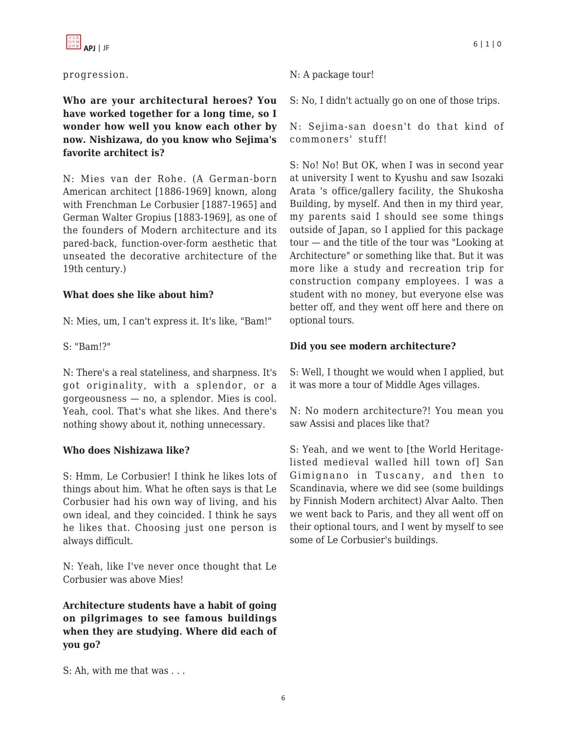progression.

**Who are your architectural heroes? You have worked together for a long time, so I wonder how well you know each other by now. Nishizawa, do you know who Sejima's favorite architect is?**

N: Mies van der Rohe. (A German-born American architect [1886-1969] known, along with Frenchman Le Corbusier [1887-1965] and German Walter Gropius [1883-1969], as one of the founders of Modern architecture and its pared-back, function-over-form aesthetic that unseated the decorative architecture of the 19th century.)

**What does she like about him?**

N: Mies, um, I can't express it. It's like, "Bam!"

S: "Bam!?"

N: There's a real stateliness, and sharpness. It's got originality, with a splendor, or a gorgeousness — no, a splendor. Mies is cool. Yeah, cool. That's what she likes. And there's nothing showy about it, nothing unnecessary.

**Who does Nishizawa like?**

S: Hmm, Le Corbusier! I think he likes lots of things about him. What he often says is that Le Corbusier had his own way of living, and his own ideal, and they coincided. I think he says he likes that. Choosing just one person is always difficult.

N: Yeah, like I've never once thought that Le Corbusier was above Mies!

**Architecture students have a habit of going on pilgrimages to see famous buildings when they are studying. Where did each of you go?**

S: Ah, with me that was . . .

N: A package tour!

S: No, I didn't actually go on one of those trips.

N: Sejima-san doesn't do that kind of commoners' stuff!

S: No! No! But OK, when I was in second year at university I went to Kyushu and saw Isozaki Arata 's office/gallery facility, the Shukosha Building, by myself. And then in my third year, my parents said I should see some things outside of Japan, so I applied for this package tour — and the title of the tour was "Looking at Architecture" or something like that. But it was more like a study and recreation trip for construction company employees. I was a student with no money, but everyone else was better off, and they went off here and there on optional tours.

**Did you see modern architecture?**

S: Well, I thought we would when I applied, but it was more a tour of Middle Ages villages.

N: No modern architecture?! You mean you saw Assisi and places like that?

S: Yeah, and we went to [the World Heritage-listed medieval walled hill town of] San Gimignano in Tuscany, and then to Scandinavia, where we did see (some buildings by Finnish Modern architect) Alvar Aalto. Then we went back to Paris, and they all went off on their optional tours, and I went by myself to see some of Le Corbusier's buildings.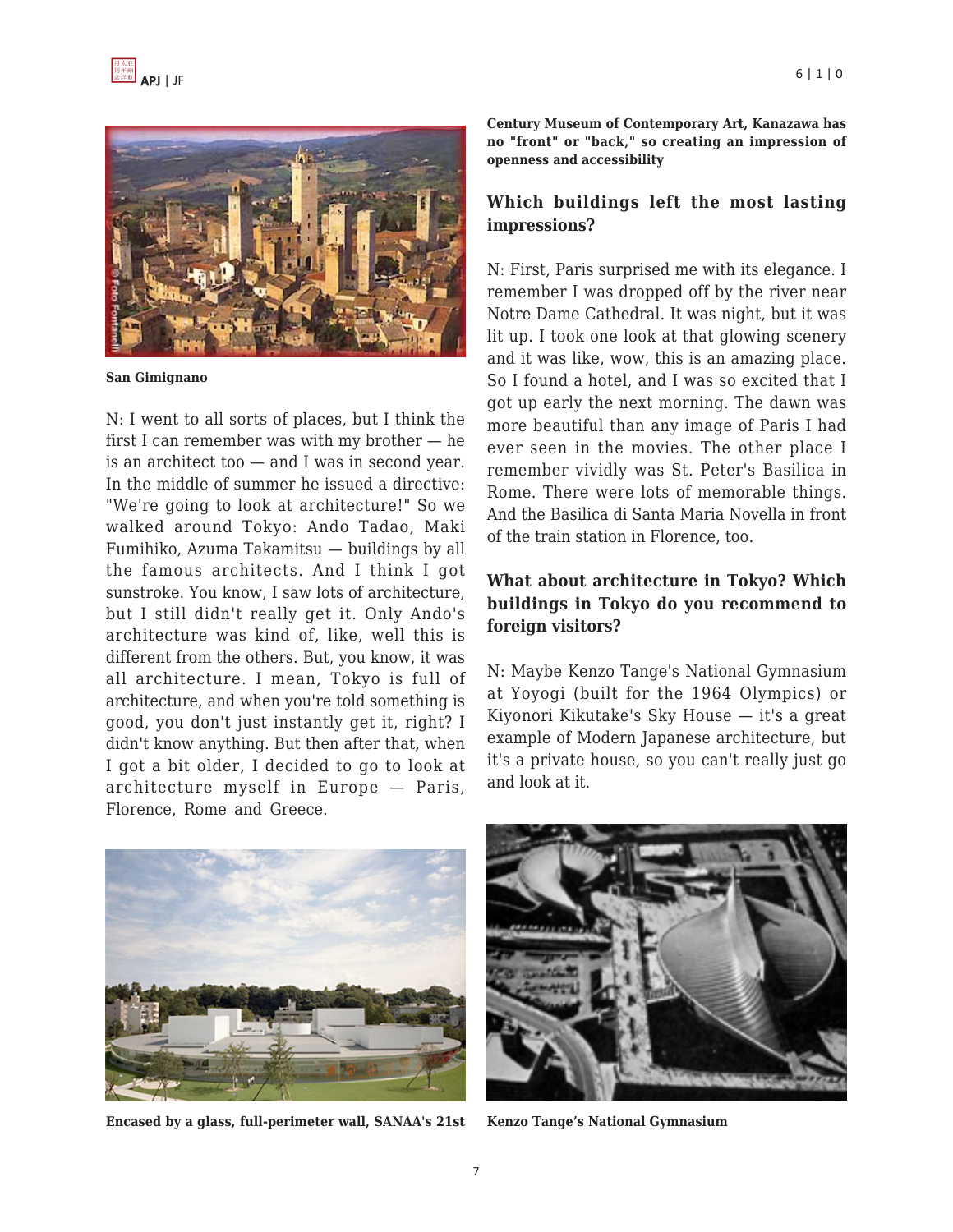San Gimignano

N: I went to all sorts of places, but I think the first I can remember was with my brother — he is an architect too — and I was in second year. In the middle of summer he issued a directive: "We're going to look at architecture!" So we walked around Tokyo: Ando Tadao, Maki Fumihiko, Azuma Takamitsu — buildings by all the famous architects. And I think I got sunstroke. You know, I saw lots of architecture, but I still didn't really get it. Only Ando's architecture was kind of, like, well this is different from the others. But, you know, it was all architecture. I mean, Tokyo is full of architecture, and when you're told something is good, you don't just instantly get it, right? I didn't know anything. But then after that, when I got a bit older, I decided to go to look at architecture myself in Europe — Paris, Florence, Rome and Greece.

**Encased by a glass, full-perimeter wall, SANAA's 21st Century Museum of Contemporary Art, Kanazawa has no "front" or "back," so creating an impression of openness and accessibility**

**Which buildings left the most lasting impressions?**

N: First, Paris surprised me with its elegance. I remember I was dropped off by the river near Notre Dame Cathedral. It was night, but it was lit up. I took one look at that glowing scenery and it was like, wow, this is an amazing place. So I found a hotel, and I was so excited that I got up early the next morning. The dawn was more beautiful than any image of Paris I had ever seen in the movies. The other place I remember vividly was St. Peter's Basilica in Rome. There were lots of memorable things. And the Basilica di Santa Maria Novella in front of the train station in Florence, too.

**What about architecture in Tokyo? Which buildings in Tokyo do you recommend to foreign visitors?**

N: Maybe Kenzo Tange's National Gymnasium at Yoyogi (built for the 1964 Olympics) or Kiyonori Kikutake's Sky House — it's a great example of Modern Japanese architecture, but it's a private house, so you can't really just go and look at it.

**Kenzo Tange's National Gymnasium**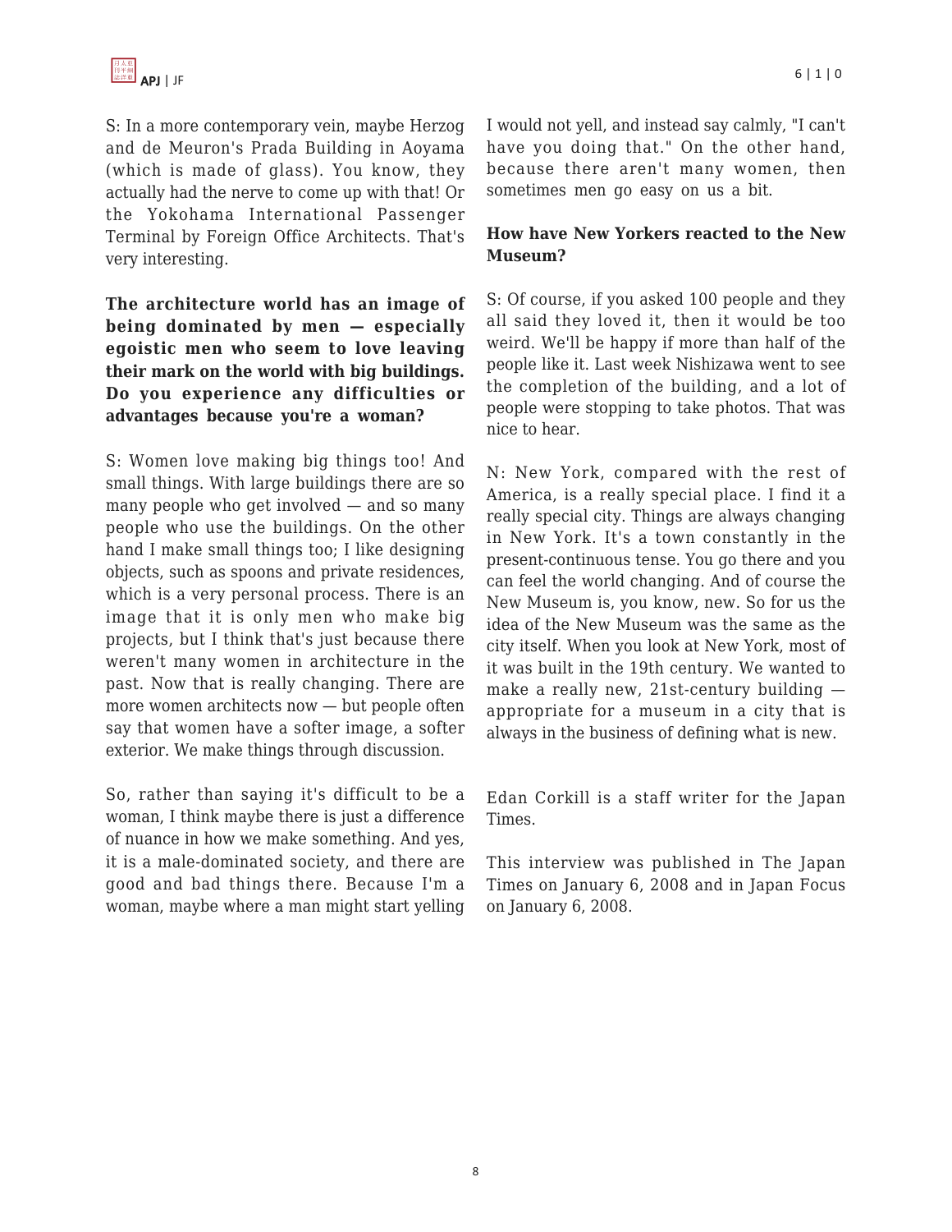S: In a more contemporary vein, maybe Herzog and de Meuron's Prada Building in Aoyama (which is made of glass). You know, they actually had the nerve to come up with that! Or the Yokohama International Passenger Terminal by Foreign Office Architects. That's very interesting.

**The architecture world has an image of being dominated by men — especially egoistic men who seem to love leaving their mark on the world with big buildings. Do you experience any difficulties or advantages because you're a woman?**

S: Women love making big things too! And small things. With large buildings there are so many people who get involved — and so many people who use the buildings. On the other hand I make small things too; I like designing objects, such as spoons and private residences, which is a very personal process. There is an image that it is only men who make big projects, but I think that's just because there weren't many women in architecture in the past. Now that is really changing. There are more women architects now — but people often say that women have a softer image, a softer exterior. We make things through discussion.

So, rather than saying it's difficult to be a woman, I think maybe there is just a difference of nuance in how we make something. And yes, it is a male-dominated society, and there are good and bad things there. Because I'm a woman, maybe where a man might start yelling I would not yell, and instead say calmly, "I can't have you doing that." On the other hand, because there aren't many women, then sometimes men go easy on us a bit.

**How have New Yorkers reacted to the New Museum?**

S: Of course, if you asked 100 people and they all said they loved it, then it would be too weird. We'll be happy if more than half of the people like it. Last week Nishizawa went to see the completion of the building, and a lot of people were stopping to take photos. That was nice to hear.

N: New York, compared with the rest of America, is a really special place. I find it a really special city. Things are always changing in New York. It's a town constantly in the present-continuous tense. You go there and you can feel the world changing. And of course the New Museum is, you know, new. So for us the idea of the New Museum was the same as the city itself. When you look at New York, most of it was built in the 19th century. We wanted to make a really new, 21st-century building — appropriate for a museum in a city that is always in the business of defining what is new.

Edan Corkill is a staff writer for the Japan Times.

This interview was published in The Japan Times on January 6, 2008 and in Japan Focus on January 6, 2008.